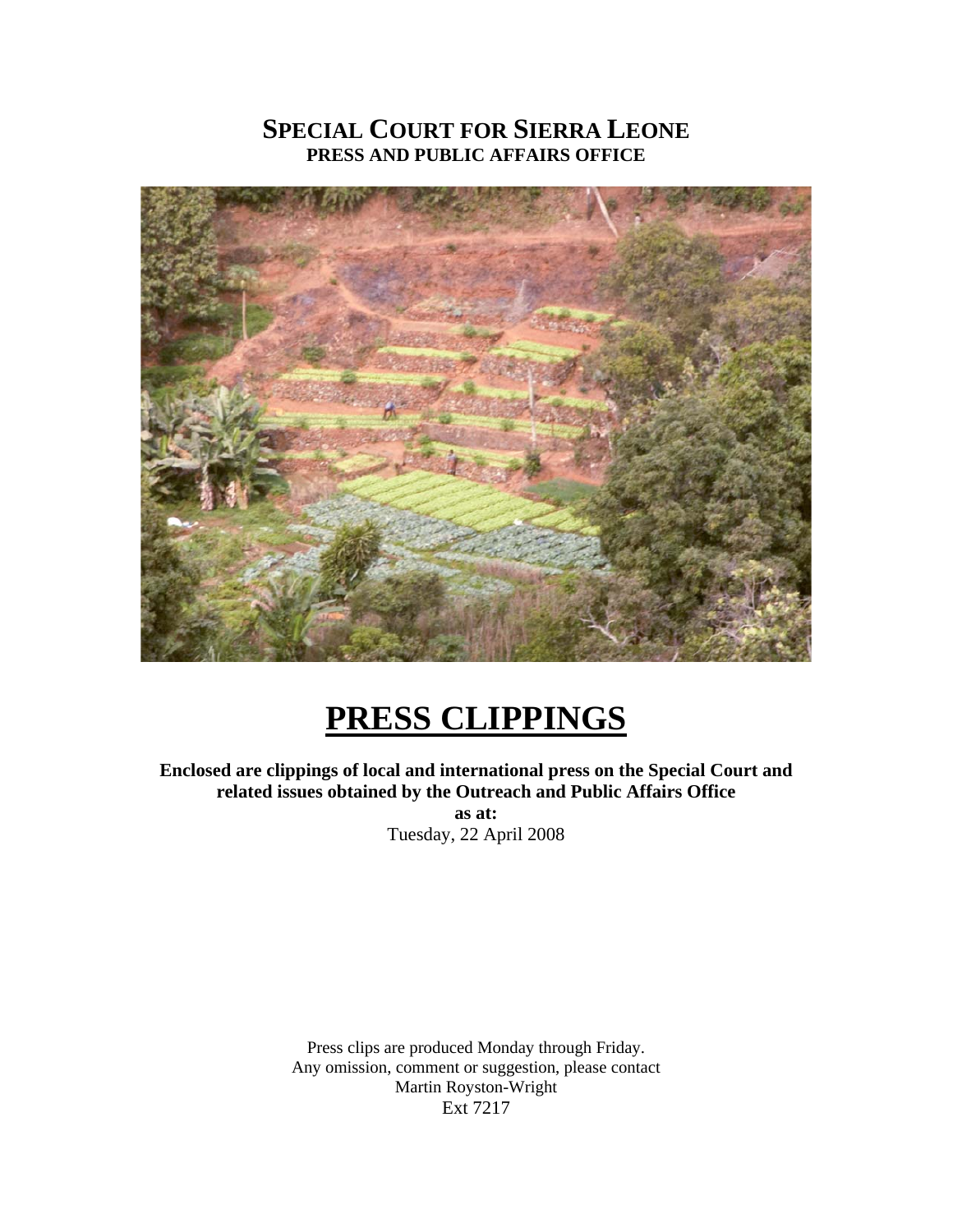# Special Court for Sierra Leone

## PRESS AND PUBLIC AFFAIRS OFFICE

# PRESS CLIPPINGS

**Enclosed are clippings of local and international press on the Special Court and related issues obtained by the Outreach and Public Affairs Office**

**as at:**

Tuesday, 22 April 2008

Press clips are produced Monday through Friday.
Any omission, comment or suggestion, please contact
Martin Royston-Wright
Ext 7217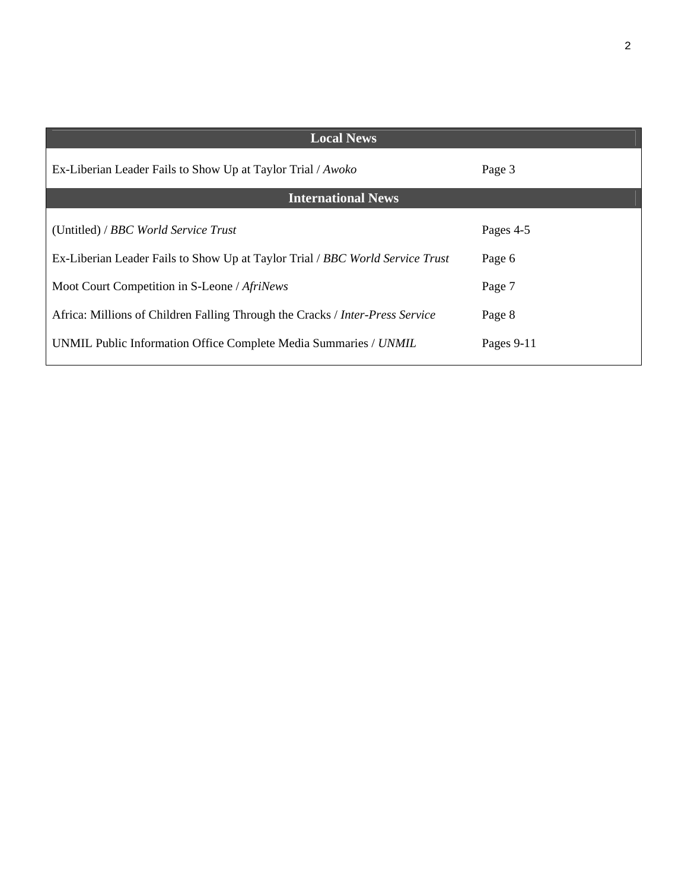| Local News | |
|---|---|
| Ex-Liberian Leader Fails to Show Up at Taylor Trial / *Awoko* | Page 3 |
| **International News** | |
| (Untitled) / *BBC World Service Trust* | Pages 4-5 |
| Ex-Liberian Leader Fails to Show Up at Taylor Trial / *BBC World Service Trust* | Page 6 |
| Moot Court Competition in S-Leone / *AfriNews* | Page 7 |
| Africa: Millions of Children Falling Through the Cracks / *Inter-Press Service* | Page 8 |
| UNMIL Public Information Office Complete Media Summaries / *UNMIL* | Pages 9-11 |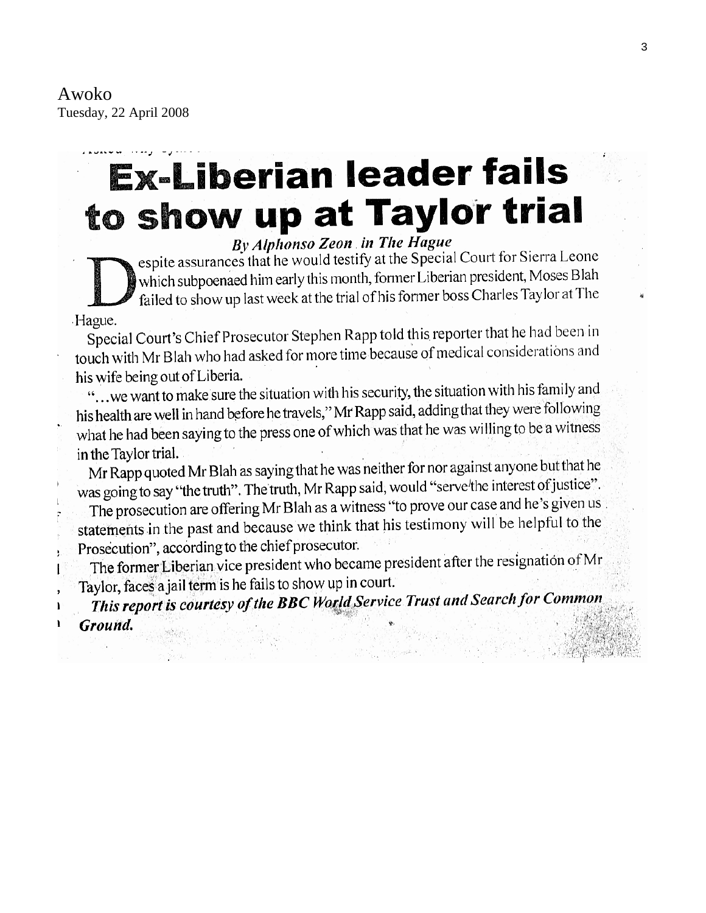Awoko
Tuesday, 22 April 2008

# Ex-Liberian leader fails to show up at Taylor trial

***By Alphonso Zeon in The Hague***

Despite assurances that he would testify at the Special Court for Sierra Leone which subpoenaed him early this month, former Liberian president, Moses Blah failed to show up last week at the trial of his former boss Charles Taylor at The Hague.

Special Court's Chief Prosecutor Stephen Rapp told this reporter that he had been in touch with Mr Blah who had asked for more time because of medical considerations and his wife being out of Liberia.

"...we want to make sure the situation with his security, the situation with his family and his health are well in hand before he travels," Mr Rapp said, adding that they were following what he had been saying to the press one of which was that he was willing to be a witness in the Taylor trial.

Mr Rapp quoted Mr Blah as saying that he was neither for nor against anyone but that he was going to say "the truth". The truth, Mr Rapp said, would "serve the interest of justice".

The prosecution are offering Mr Blah as a witness "to prove our case and he's given us statements in the past and because we think that his testimony will be helpful to the Prosecution", according to the chief prosecutor.

The former Liberian vice president who became president after the resignation of Mr Taylor, faces a jail term is he fails to show up in court.

***This report is courtesy of the BBC World Service Trust and Search for Common Ground.***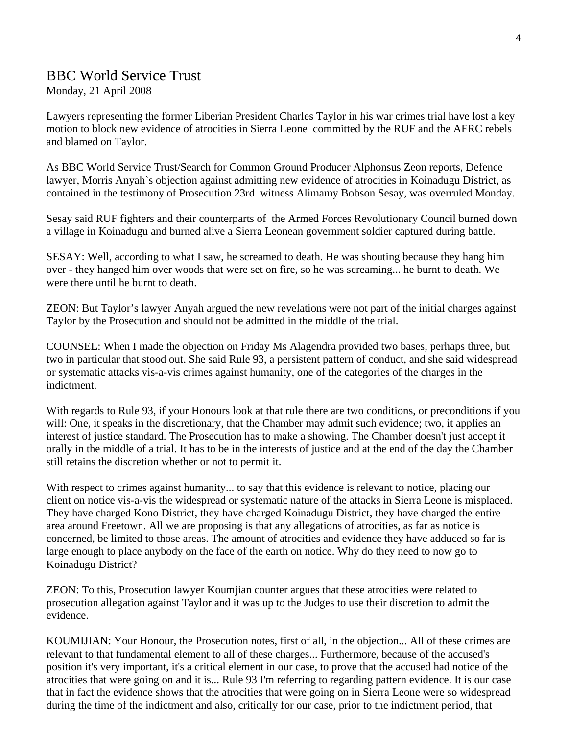## BBC World Service Trust

Monday, 21 April 2008

Lawyers representing the former Liberian President Charles Taylor in his war crimes trial have lost a key motion to block new evidence of atrocities in Sierra Leone committed by the RUF and the AFRC rebels and blamed on Taylor.

As BBC World Service Trust/Search for Common Ground Producer Alphonsus Zeon reports, Defence lawyer, Morris Anyah`s objection against admitting new evidence of atrocities in Koinadugu District, as contained in the testimony of Prosecution 23rd witness Alimamy Bobson Sesay, was overruled Monday.

Sesay said RUF fighters and their counterparts of the Armed Forces Revolutionary Council burned down a village in Koinadugu and burned alive a Sierra Leonean government soldier captured during battle.

SESAY: Well, according to what I saw, he screamed to death. He was shouting because they hang him over - they hanged him over woods that were set on fire, so he was screaming... he burnt to death. We were there until he burnt to death.

ZEON: But Taylor's lawyer Anyah argued the new revelations were not part of the initial charges against Taylor by the Prosecution and should not be admitted in the middle of the trial.

COUNSEL: When I made the objection on Friday Ms Alagendra provided two bases, perhaps three, but two in particular that stood out. She said Rule 93, a persistent pattern of conduct, and she said widespread or systematic attacks vis-a-vis crimes against humanity, one of the categories of the charges in the indictment.

With regards to Rule 93, if your Honours look at that rule there are two conditions, or preconditions if you will: One, it speaks in the discretionary, that the Chamber may admit such evidence; two, it applies an interest of justice standard. The Prosecution has to make a showing. The Chamber doesn't just accept it orally in the middle of a trial. It has to be in the interests of justice and at the end of the day the Chamber still retains the discretion whether or not to permit it.

With respect to crimes against humanity... to say that this evidence is relevant to notice, placing our client on notice vis-a-vis the widespread or systematic nature of the attacks in Sierra Leone is misplaced. They have charged Kono District, they have charged Koinadugu District, they have charged the entire area around Freetown. All we are proposing is that any allegations of atrocities, as far as notice is concerned, be limited to those areas. The amount of atrocities and evidence they have adduced so far is large enough to place anybody on the face of the earth on notice. Why do they need to now go to Koinadugu District?

ZEON: To this, Prosecution lawyer Koumjian counter argues that these atrocities were related to prosecution allegation against Taylor and it was up to the Judges to use their discretion to admit the evidence.

KOUMIJIAN: Your Honour, the Prosecution notes, first of all, in the objection... All of these crimes are relevant to that fundamental element to all of these charges... Furthermore, because of the accused's position it's very important, it's a critical element in our case, to prove that the accused had notice of the atrocities that were going on and it is... Rule 93 I'm referring to regarding pattern evidence. It is our case that in fact the evidence shows that the atrocities that were going on in Sierra Leone were so widespread during the time of the indictment and also, critically for our case, prior to the indictment period, that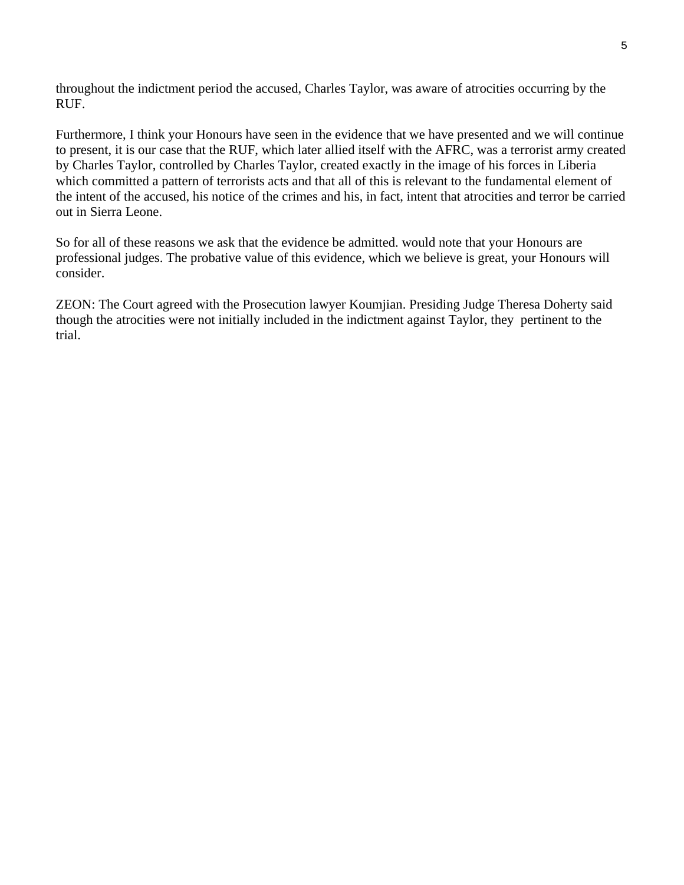throughout the indictment period the accused, Charles Taylor, was aware of atrocities occurring by the RUF.

Furthermore, I think your Honours have seen in the evidence that we have presented and we will continue to present, it is our case that the RUF, which later allied itself with the AFRC, was a terrorist army created by Charles Taylor, controlled by Charles Taylor, created exactly in the image of his forces in Liberia which committed a pattern of terrorists acts and that all of this is relevant to the fundamental element of the intent of the accused, his notice of the crimes and his, in fact, intent that atrocities and terror be carried out in Sierra Leone.

So for all of these reasons we ask that the evidence be admitted. would note that your Honours are professional judges. The probative value of this evidence, which we believe is great, your Honours will consider.

ZEON: The Court agreed with the Prosecution lawyer Koumjian. Presiding Judge Theresa Doherty said though the atrocities were not initially included in the indictment against Taylor, they  pertinent to the trial.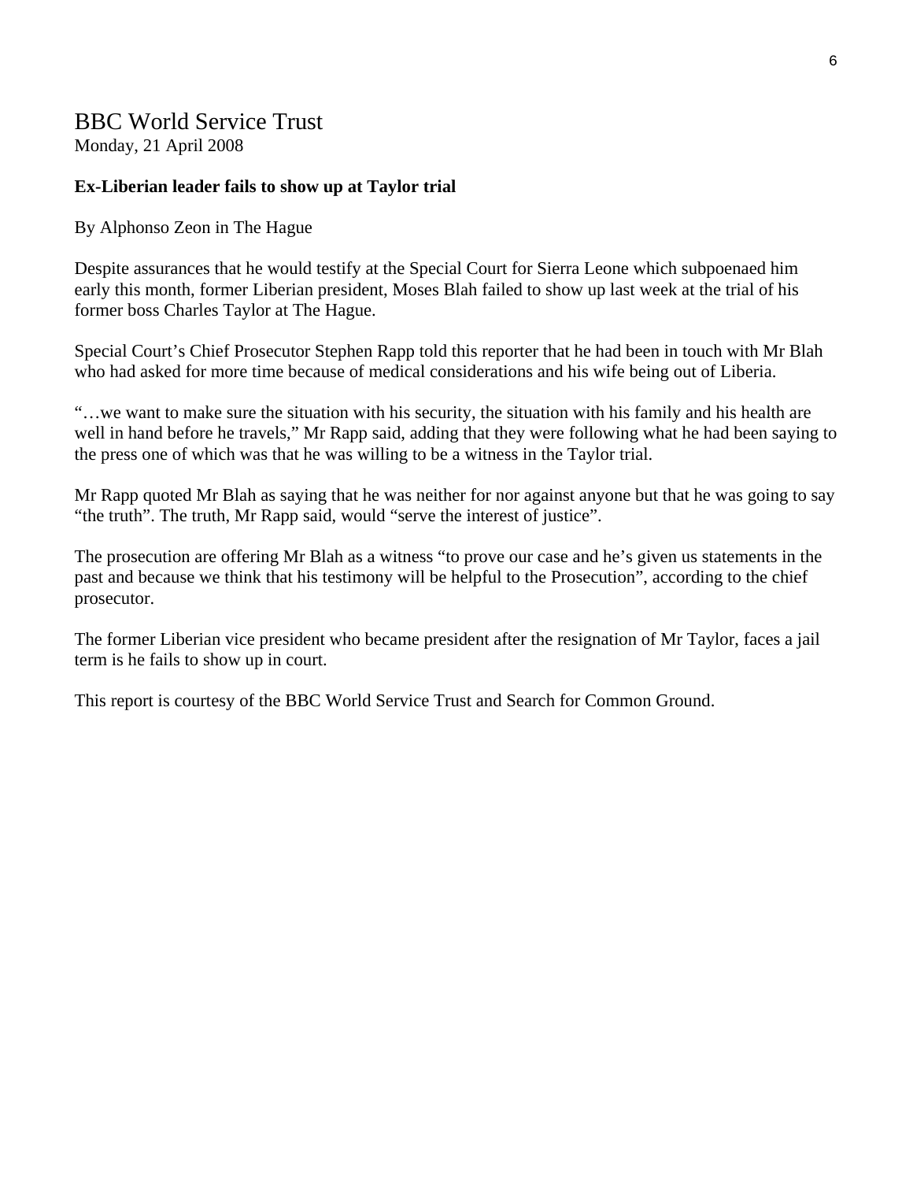## BBC World Service Trust

Monday, 21 April 2008

**Ex-Liberian leader fails to show up at Taylor trial**

By Alphonso Zeon in The Hague

Despite assurances that he would testify at the Special Court for Sierra Leone which subpoenaed him early this month, former Liberian president, Moses Blah failed to show up last week at the trial of his former boss Charles Taylor at The Hague.

Special Court's Chief Prosecutor Stephen Rapp told this reporter that he had been in touch with Mr Blah who had asked for more time because of medical considerations and his wife being out of Liberia.

"…we want to make sure the situation with his security, the situation with his family and his health are well in hand before he travels," Mr Rapp said, adding that they were following what he had been saying to the press one of which was that he was willing to be a witness in the Taylor trial.

Mr Rapp quoted Mr Blah as saying that he was neither for nor against anyone but that he was going to say "the truth". The truth, Mr Rapp said, would "serve the interest of justice".

The prosecution are offering Mr Blah as a witness "to prove our case and he's given us statements in the past and because we think that his testimony will be helpful to the Prosecution", according to the chief prosecutor.

The former Liberian vice president who became president after the resignation of Mr Taylor, faces a jail term is he fails to show up in court.

This report is courtesy of the BBC World Service Trust and Search for Common Ground.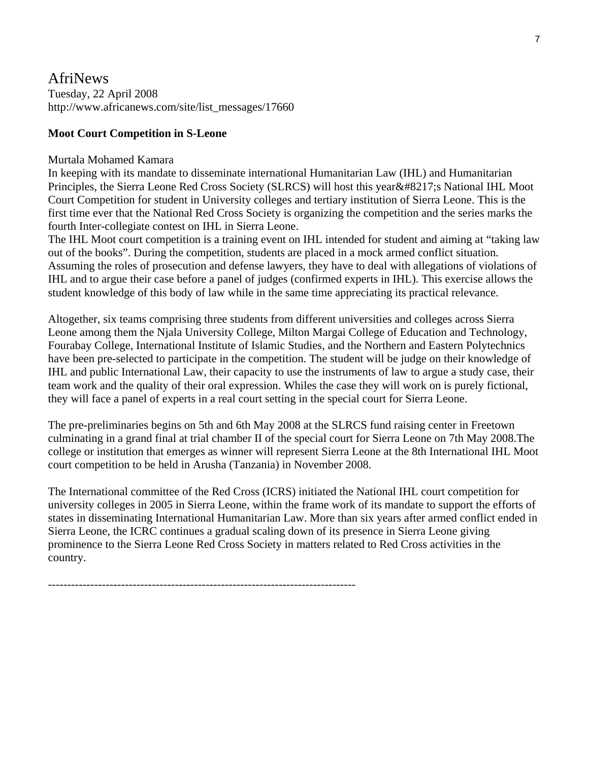AfriNews
Tuesday, 22 April 2008
http://www.africanews.com/site/list_messages/17660

**Moot Court Competition in S-Leone**

Murtala Mohamed Kamara
In keeping with its mandate to disseminate international Humanitarian Law (IHL) and Humanitarian Principles, the Sierra Leone Red Cross Society (SLRCS) will host this year&#8217;s National IHL Moot Court Competition for student in University colleges and tertiary institution of Sierra Leone. This is the first time ever that the National Red Cross Society is organizing the competition and the series marks the fourth Inter-collegiate contest on IHL in Sierra Leone.
The IHL Moot court competition is a training event on IHL intended for student and aiming at "taking law out of the books". During the competition, students are placed in a mock armed conflict situation. Assuming the roles of prosecution and defense lawyers, they have to deal with allegations of violations of IHL and to argue their case before a panel of judges (confirmed experts in IHL). This exercise allows the student knowledge of this body of law while in the same time appreciating its practical relevance.

Altogether, six teams comprising three students from different universities and colleges across Sierra Leone among them the Njala University College, Milton Margai College of Education and Technology, Fourabay College, International Institute of Islamic Studies, and the Northern and Eastern Polytechnics have been pre-selected to participate in the competition. The student will be judge on their knowledge of IHL and public International Law, their capacity to use the instruments of law to argue a study case, their team work and the quality of their oral expression. Whiles the case they will work on is purely fictional, they will face a panel of experts in a real court setting in the special court for Sierra Leone.

The pre-preliminaries begins on 5th and 6th May 2008 at the SLRCS fund raising center in Freetown culminating in a grand final at trial chamber II of the special court for Sierra Leone on 7th May 2008.The college or institution that emerges as winner will represent Sierra Leone at the 8th International IHL Moot court competition to be held in Arusha (Tanzania) in November 2008.

The International committee of the Red Cross (ICRS) initiated the National IHL court competition for university colleges in 2005 in Sierra Leone, within the frame work of its mandate to support the efforts of states in disseminating International Humanitarian Law. More than six years after armed conflict ended in Sierra Leone, the ICRC continues a gradual scaling down of its presence in Sierra Leone giving prominence to the Sierra Leone Red Cross Society in matters related to Red Cross activities in the country.

--------------------------------------------------------------------------------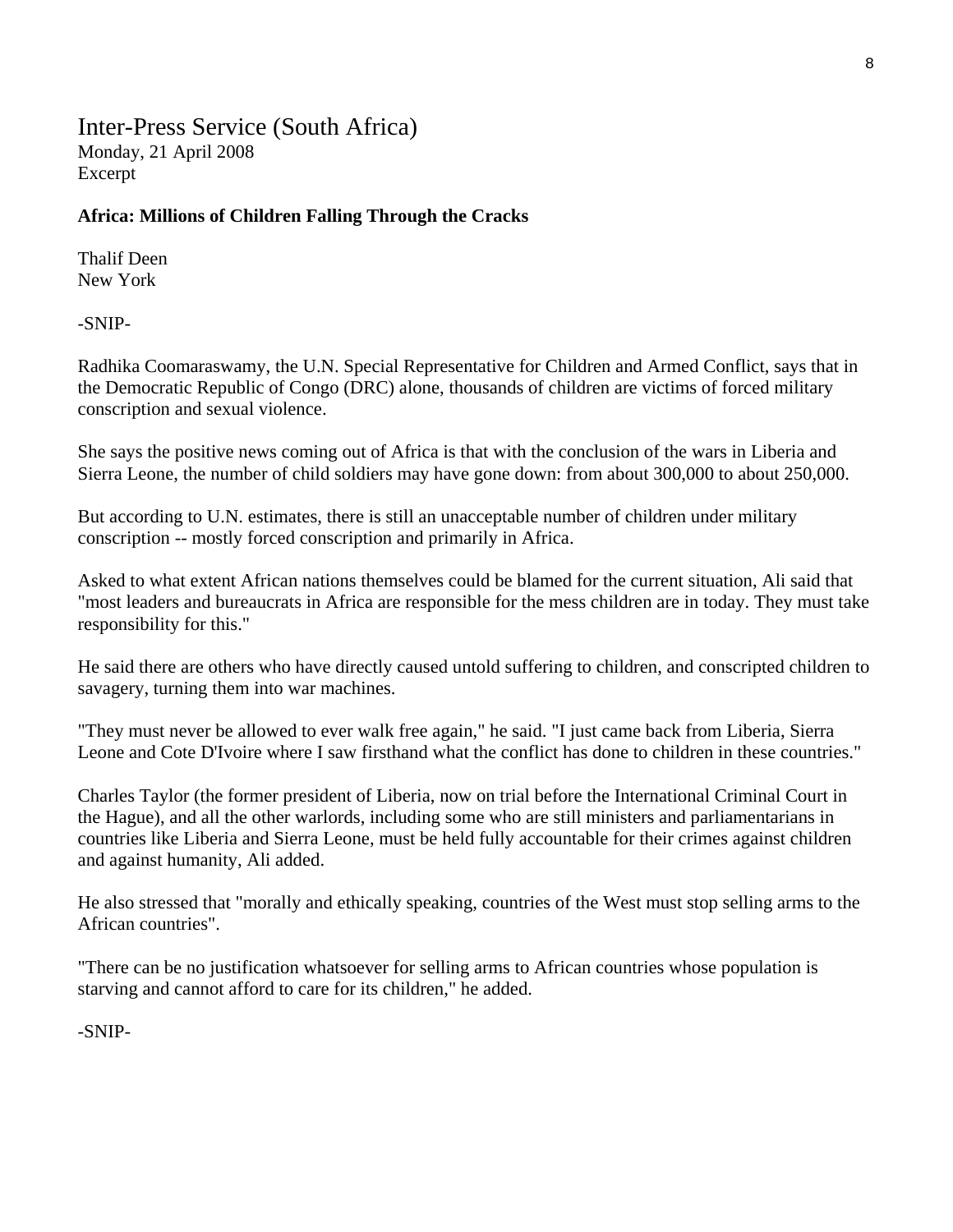Inter-Press Service (South Africa)
Monday, 21 April 2008
Excerpt

**Africa: Millions of Children Falling Through the Cracks**

Thalif Deen
New York

-SNIP-

Radhika Coomaraswamy, the U.N. Special Representative for Children and Armed Conflict, says that in the Democratic Republic of Congo (DRC) alone, thousands of children are victims of forced military conscription and sexual violence.

She says the positive news coming out of Africa is that with the conclusion of the wars in Liberia and Sierra Leone, the number of child soldiers may have gone down: from about 300,000 to about 250,000.

But according to U.N. estimates, there is still an unacceptable number of children under military conscription -- mostly forced conscription and primarily in Africa.

Asked to what extent African nations themselves could be blamed for the current situation, Ali said that "most leaders and bureaucrats in Africa are responsible for the mess children are in today. They must take responsibility for this."

He said there are others who have directly caused untold suffering to children, and conscripted children to savagery, turning them into war machines.

"They must never be allowed to ever walk free again," he said. "I just came back from Liberia, Sierra Leone and Cote D'Ivoire where I saw firsthand what the conflict has done to children in these countries."

Charles Taylor (the former president of Liberia, now on trial before the International Criminal Court in the Hague), and all the other warlords, including some who are still ministers and parliamentarians in countries like Liberia and Sierra Leone, must be held fully accountable for their crimes against children and against humanity, Ali added.

He also stressed that "morally and ethically speaking, countries of the West must stop selling arms to the African countries".

"There can be no justification whatsoever for selling arms to African countries whose population is starving and cannot afford to care for its children," he added.

-SNIP-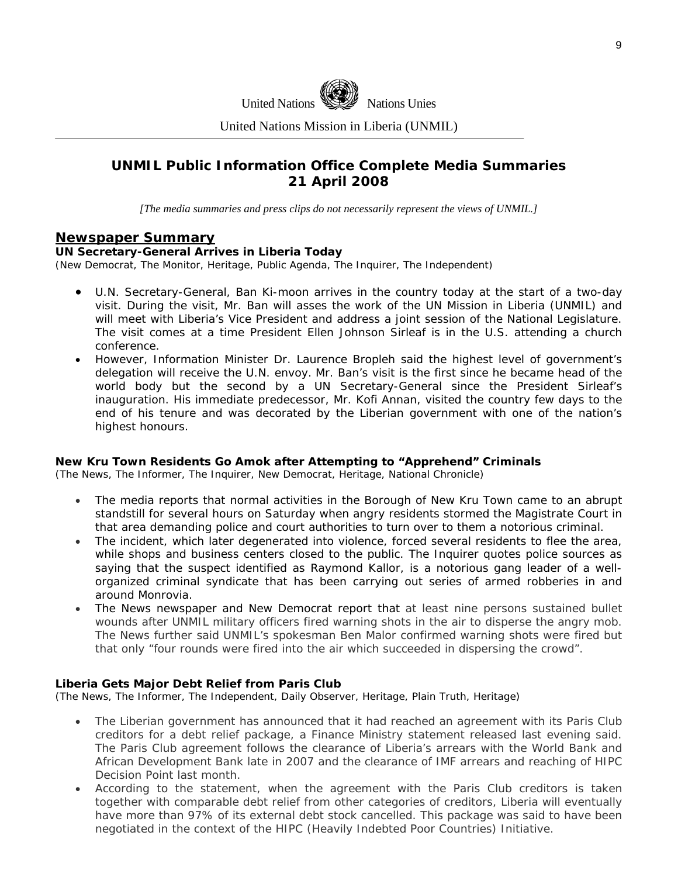United Nations Nations Unies

United Nations Mission in Liberia (UNMIL)

## UNMIL Public Information Office Complete Media Summaries 21 April 2008

*[The media summaries and press clips do not necessarily represent the views of UNMIL.]*

## Newspaper Summary

### UN Secretary-General Arrives in Liberia Today

(New Democrat, The Monitor, Heritage, Public Agenda, The Inquirer, The Independent)

- U.N. Secretary-General, Ban Ki-moon arrives in the country today at the start of a two-day visit. During the visit, Mr. Ban will asses the work of the UN Mission in Liberia (UNMIL) and will meet with Liberia's Vice President and address a joint session of the National Legislature. The visit comes at a time President Ellen Johnson Sirleaf is in the U.S. attending a church conference.
- However, Information Minister Dr. Laurence Bropleh said the highest level of government's delegation will receive the U.N. envoy. Mr. Ban's visit is the first since he became head of the world body but the second by a UN Secretary-General since the President Sirleaf's inauguration. His immediate predecessor, Mr. Kofi Annan, visited the country few days to the end of his tenure and was decorated by the Liberian government with one of the nation's highest honours.

### New Kru Town Residents Go Amok after Attempting to "Apprehend" Criminals

(The News, The Informer, The Inquirer, New Democrat, Heritage, National Chronicle)

- The media reports that normal activities in the Borough of New Kru Town came to an abrupt standstill for several hours on Saturday when angry residents stormed the Magistrate Court in that area demanding police and court authorities to turn over to them a notorious criminal.
- The incident, which later degenerated into violence, forced several residents to flee the area, while shops and business centers closed to the public. The Inquirer quotes police sources as saying that the suspect identified as Raymond Kallor, is a notorious gang leader of a well-organized criminal syndicate that has been carrying out series of armed robberies in and around Monrovia.
- The News newspaper and New Democrat report that at least nine persons sustained bullet wounds after UNMIL military officers fired warning shots in the air to disperse the angry mob. The News further said UNMIL's spokesman Ben Malor confirmed warning shots were fired but that only "four rounds were fired into the air which succeeded in dispersing the crowd".

### Liberia Gets Major Debt Relief from Paris Club

(The News, The Informer, The Independent, Daily Observer, Heritage, Plain Truth, Heritage)

- The Liberian government has announced that it had reached an agreement with its Paris Club creditors for a debt relief package, a Finance Ministry statement released last evening said. The Paris Club agreement follows the clearance of Liberia's arrears with the World Bank and African Development Bank late in 2007 and the clearance of IMF arrears and reaching of HIPC Decision Point last month.
- According to the statement, when the agreement with the Paris Club creditors is taken together with comparable debt relief from other categories of creditors, Liberia will eventually have more than 97% of its external debt stock cancelled. This package was said to have been negotiated in the context of the HIPC (Heavily Indebted Poor Countries) Initiative.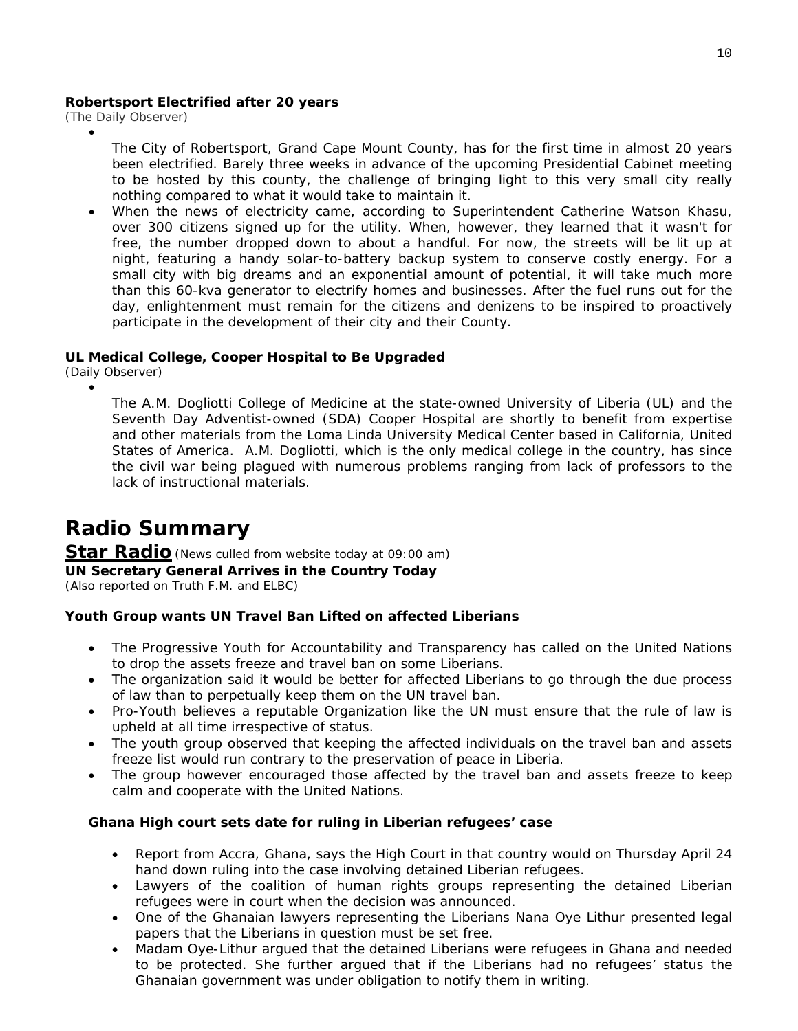**Robertsport Electrified after 20 years**
*(The Daily Observer)*

- The City of Robertsport, Grand Cape Mount County, has for the first time in almost 20 years been electrified. Barely three weeks in advance of the upcoming Presidential Cabinet meeting to be hosted by this county, the challenge of bringing light to this very small city really nothing compared to what it would take to maintain it.
- When the news of electricity came, according to Superintendent Catherine Watson Khasu, over 300 citizens signed up for the utility. When, however, they learned that it wasn't for free, the number dropped down to about a handful. For now, the streets will be lit up at night, featuring a handy solar-to-battery backup system to conserve costly energy. For a small city with big dreams and an exponential amount of potential, it will take much more than this 60-kva generator to electrify homes and businesses. After the fuel runs out for the day, enlightenment must remain for the citizens and denizens to be inspired to proactively participate in the development of their city and their County.

**UL Medical College, Cooper Hospital to Be Upgraded**
*(Daily Observer)*

- The A.M. Dogliotti College of Medicine at the state-owned University of Liberia (UL) and the Seventh Day Adventist-owned (SDA) Cooper Hospital are shortly to benefit from expertise and other materials from the Loma Linda University Medical Center based in California, United States of America. A.M. Dogliotti, which is the only medical college in the country, has since the civil war being plagued with numerous problems ranging from lack of professors to the lack of instructional materials.

# Radio Summary

**Star Radio** *(News culled from website today at 09:00 am)*

**UN Secretary General Arrives in the Country Today**
*(Also reported on Truth F.M. and ELBC)*

**Youth Group wants UN Travel Ban Lifted on affected Liberians**

- The Progressive Youth for Accountability and Transparency has called on the United Nations to drop the assets freeze and travel ban on some Liberians.
- The organization said it would be better for affected Liberians to go through the due process of law than to perpetually keep them on the UN travel ban.
- Pro-Youth believes a reputable Organization like the UN must ensure that the rule of law is upheld at all time irrespective of status.
- The youth group observed that keeping the affected individuals on the travel ban and assets freeze list would run contrary to the preservation of peace in Liberia.
- The group however encouraged those affected by the travel ban and assets freeze to keep calm and cooperate with the United Nations.

**Ghana High court sets date for ruling in Liberian refugees' case**

- Report from Accra, Ghana, says the High Court in that country would on Thursday April 24 hand down ruling into the case involving detained Liberian refugees.
- Lawyers of the coalition of human rights groups representing the detained Liberian refugees were in court when the decision was announced.
- One of the Ghanaian lawyers representing the Liberians Nana Oye Lithur presented legal papers that the Liberians in question must be set free.
- Madam Oye-Lithur argued that the detained Liberians were refugees in Ghana and needed to be protected. She further argued that if the Liberians had no refugees' status the Ghanaian government was under obligation to notify them in writing.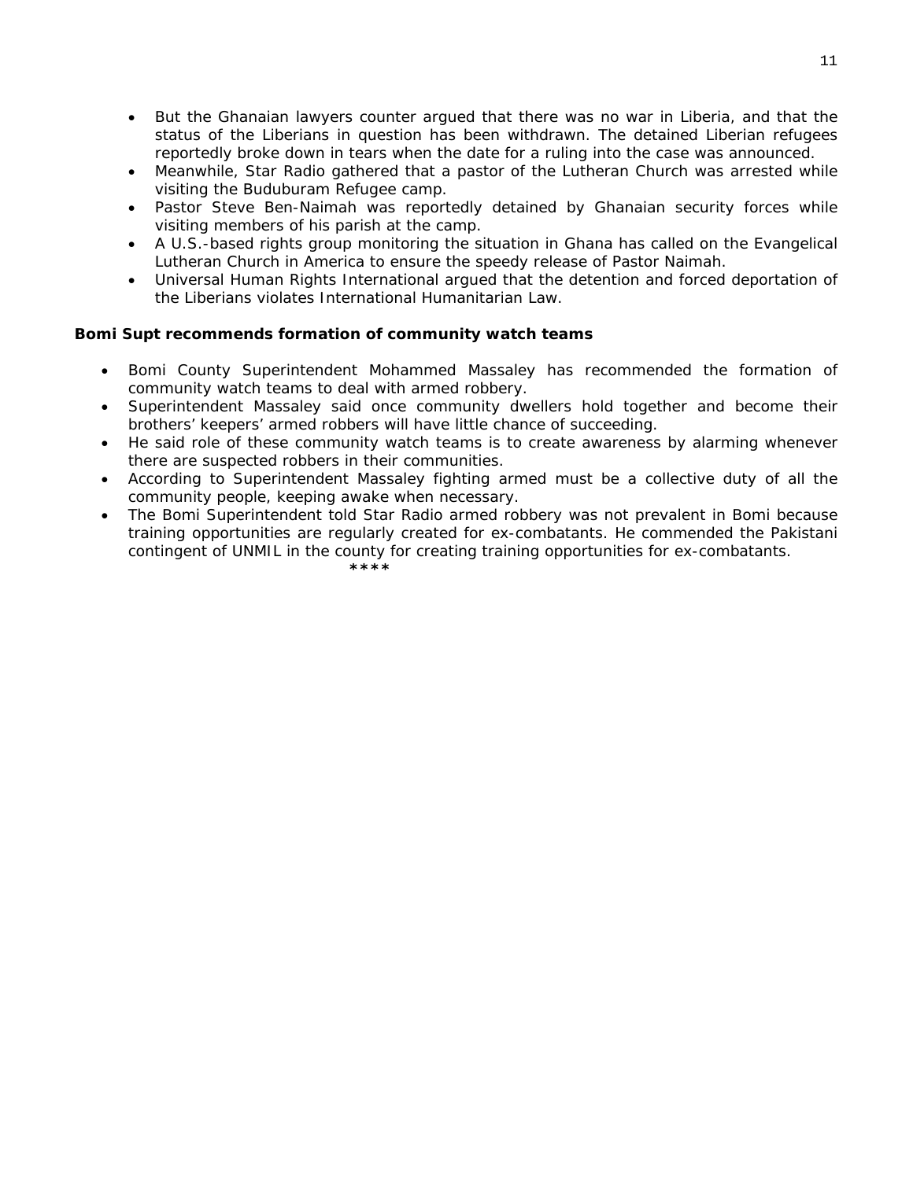- But the Ghanaian lawyers counter argued that there was no war in Liberia, and that the status of the Liberians in question has been withdrawn. The detained Liberian refugees reportedly broke down in tears when the date for a ruling into the case was announced.
- Meanwhile, Star Radio gathered that a pastor of the Lutheran Church was arrested while visiting the Buduburam Refugee camp.
- Pastor Steve Ben-Naimah was reportedly detained by Ghanaian security forces while visiting members of his parish at the camp.
- A U.S.-based rights group monitoring the situation in Ghana has called on the Evangelical Lutheran Church in America to ensure the speedy release of Pastor Naimah.
- Universal Human Rights International argued that the detention and forced deportation of the Liberians violates International Humanitarian Law.

**Bomi Supt recommends formation of community watch teams**

- Bomi County Superintendent Mohammed Massaley has recommended the formation of community watch teams to deal with armed robbery.
- Superintendent Massaley said once community dwellers hold together and become their brothers' keepers' armed robbers will have little chance of succeeding.
- He said role of these community watch teams is to create awareness by alarming whenever there are suspected robbers in their communities.
- According to Superintendent Massaley fighting armed must be a collective duty of all the community people, keeping awake when necessary.
- The Bomi Superintendent told Star Radio armed robbery was not prevalent in Bomi because training opportunities are regularly created for ex-combatants. He commended the Pakistani contingent of UNMIL in the county for creating training opportunities for ex-combatants.

****